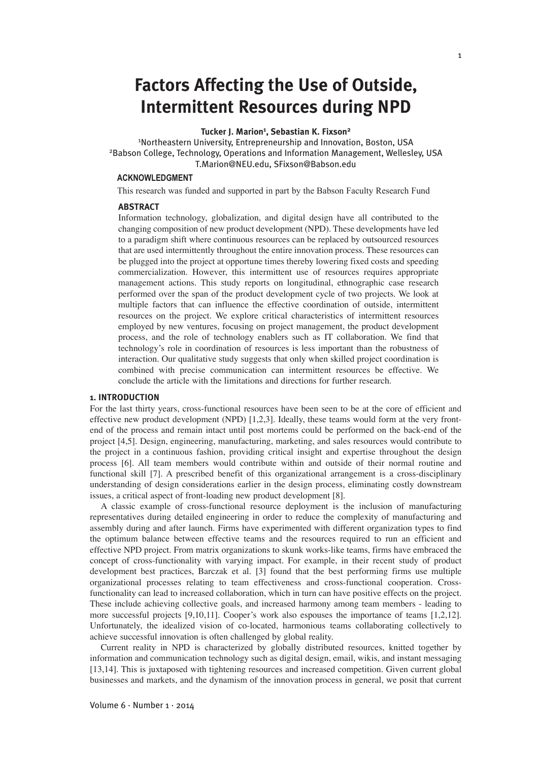# Factors Affecting the Use of Outside, Intermittent Resources during NPD

**Tucker J. Marion[1], Sebastian K. Fixson[2]**

[1]Northeastern University, Entrepreneurship and Innovation, Boston, USA
[2]Babson College, Technology, Operations and Information Management, Wellesley, USA
T.Marion@NEU.edu, SFixson@Babson.edu

### ACKNOWLEDGMENT

This research was funded and supported in part by the Babson Faculty Research Fund

### ABSTRACT

Information technology, globalization, and digital design have all contributed to the changing composition of new product development (NPD). These developments have led to a paradigm shift where continuous resources can be replaced by outsourced resources that are used intermittently throughout the entire innovation process. These resources can be plugged into the project at opportune times thereby lowering fixed costs and speeding commercialization. However, this intermittent use of resources requires appropriate management actions. This study reports on longitudinal, ethnographic case research performed over the span of the product development cycle of two projects. We look at multiple factors that can influence the effective coordination of outside, intermittent resources on the project. We explore critical characteristics of intermittent resources employed by new ventures, focusing on project management, the product development process, and the role of technology enablers such as IT collaboration. We find that technology's role in coordination of resources is less important than the robustness of interaction. Our qualitative study suggests that only when skilled project coordination is combined with precise communication can intermittent resources be effective. We conclude the article with the limitations and directions for further research.

## 1. INTRODUCTION

For the last thirty years, cross-functional resources have been seen to be at the core of efficient and effective new product development (NPD) [1,2,3]. Ideally, these teams would form at the very front-end of the process and remain intact until post mortems could be performed on the back-end of the project [4,5]. Design, engineering, manufacturing, marketing, and sales resources would contribute to the project in a continuous fashion, providing critical insight and expertise throughout the design process [6]. All team members would contribute within and outside of their normal routine and functional skill [7]. A prescribed benefit of this organizational arrangement is a cross-disciplinary understanding of design considerations earlier in the design process, eliminating costly downstream issues, a critical aspect of front-loading new product development [8].

A classic example of cross-functional resource deployment is the inclusion of manufacturing representatives during detailed engineering in order to reduce the complexity of manufacturing and assembly during and after launch. Firms have experimented with different organization types to find the optimum balance between effective teams and the resources required to run an efficient and effective NPD project. From matrix organizations to skunk works-like teams, firms have embraced the concept of cross-functionality with varying impact. For example, in their recent study of product development best practices, Barczak et al. [3] found that the best performing firms use multiple organizational processes relating to team effectiveness and cross-functional cooperation. Cross-functionality can lead to increased collaboration, which in turn can have positive effects on the project. These include achieving collective goals, and increased harmony among team members - leading to more successful projects [9,10,11]. Cooper's work also espouses the importance of teams [1,2,12]. Unfortunately, the idealized vision of co-located, harmonious teams collaborating collectively to achieve successful innovation is often challenged by global reality.

Current reality in NPD is characterized by globally distributed resources, knitted together by information and communication technology such as digital design, email, wikis, and instant messaging [13,14]. This is juxtaposed with tightening resources and increased competition. Given current global businesses and markets, and the dynamism of the innovation process in general, we posit that current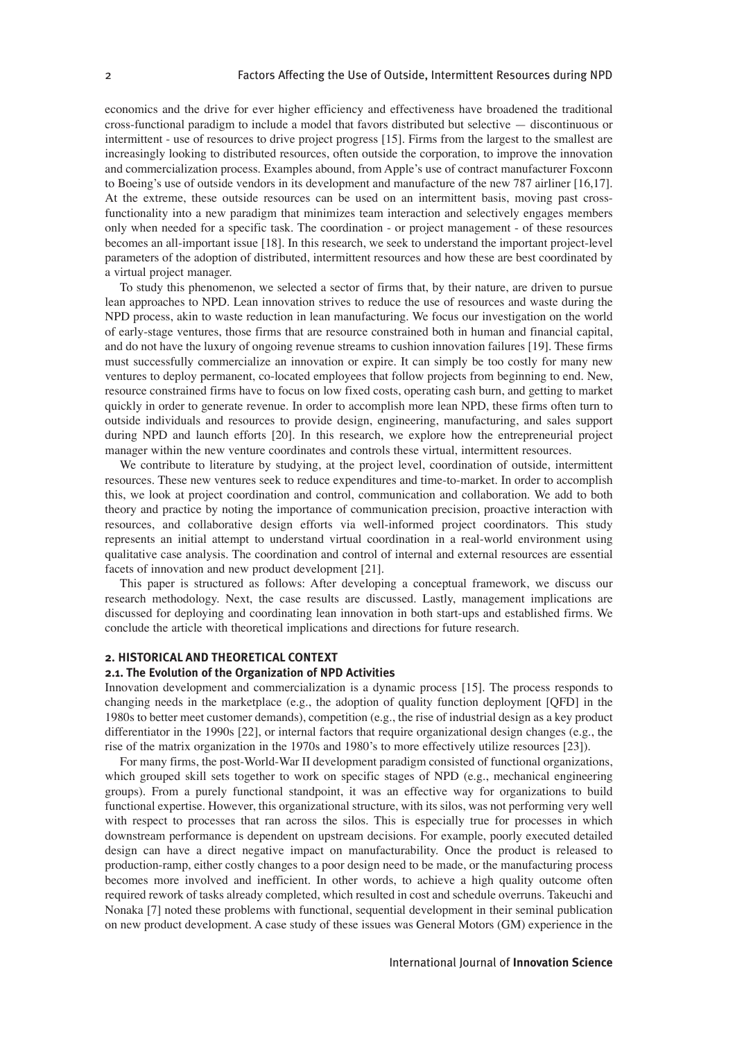economics and the drive for ever higher efficiency and effectiveness have broadened the traditional cross-functional paradigm to include a model that favors distributed but selective — discontinuous or intermittent - use of resources to drive project progress [15]. Firms from the largest to the smallest are increasingly looking to distributed resources, often outside the corporation, to improve the innovation and commercialization process. Examples abound, from Apple's use of contract manufacturer Foxconn to Boeing's use of outside vendors in its development and manufacture of the new 787 airliner [16,17]. At the extreme, these outside resources can be used on an intermittent basis, moving past cross-functionality into a new paradigm that minimizes team interaction and selectively engages members only when needed for a specific task. The coordination - or project management - of these resources becomes an all-important issue [18]. In this research, we seek to understand the important project-level parameters of the adoption of distributed, intermittent resources and how these are best coordinated by a virtual project manager.

To study this phenomenon, we selected a sector of firms that, by their nature, are driven to pursue lean approaches to NPD. Lean innovation strives to reduce the use of resources and waste during the NPD process, akin to waste reduction in lean manufacturing. We focus our investigation on the world of early-stage ventures, those firms that are resource constrained both in human and financial capital, and do not have the luxury of ongoing revenue streams to cushion innovation failures [19]. These firms must successfully commercialize an innovation or expire. It can simply be too costly for many new ventures to deploy permanent, co-located employees that follow projects from beginning to end. New, resource constrained firms have to focus on low fixed costs, operating cash burn, and getting to market quickly in order to generate revenue. In order to accomplish more lean NPD, these firms often turn to outside individuals and resources to provide design, engineering, manufacturing, and sales support during NPD and launch efforts [20]. In this research, we explore how the entrepreneurial project manager within the new venture coordinates and controls these virtual, intermittent resources.

We contribute to literature by studying, at the project level, coordination of outside, intermittent resources. These new ventures seek to reduce expenditures and time-to-market. In order to accomplish this, we look at project coordination and control, communication and collaboration. We add to both theory and practice by noting the importance of communication precision, proactive interaction with resources, and collaborative design efforts via well-informed project coordinators. This study represents an initial attempt to understand virtual coordination in a real-world environment using qualitative case analysis. The coordination and control of internal and external resources are essential facets of innovation and new product development [21].

This paper is structured as follows: After developing a conceptual framework, we discuss our research methodology. Next, the case results are discussed. Lastly, management implications are discussed for deploying and coordinating lean innovation in both start-ups and established firms. We conclude the article with theoretical implications and directions for future research.

## 2. HISTORICAL AND THEORETICAL CONTEXT

### 2.1. The Evolution of the Organization of NPD Activities

Innovation development and commercialization is a dynamic process [15]. The process responds to changing needs in the marketplace (e.g., the adoption of quality function deployment [QFD] in the 1980s to better meet customer demands), competition (e.g., the rise of industrial design as a key product differentiator in the 1990s [22], or internal factors that require organizational design changes (e.g., the rise of the matrix organization in the 1970s and 1980's to more effectively utilize resources [23]).

For many firms, the post-World-War II development paradigm consisted of functional organizations, which grouped skill sets together to work on specific stages of NPD (e.g., mechanical engineering groups). From a purely functional standpoint, it was an effective way for organizations to build functional expertise. However, this organizational structure, with its silos, was not performing very well with respect to processes that ran across the silos. This is especially true for processes in which downstream performance is dependent on upstream decisions. For example, poorly executed detailed design can have a direct negative impact on manufacturability. Once the product is released to production-ramp, either costly changes to a poor design need to be made, or the manufacturing process becomes more involved and inefficient. In other words, to achieve a high quality outcome often required rework of tasks already completed, which resulted in cost and schedule overruns. Takeuchi and Nonaka [7] noted these problems with functional, sequential development in their seminal publication on new product development. A case study of these issues was General Motors (GM) experience in the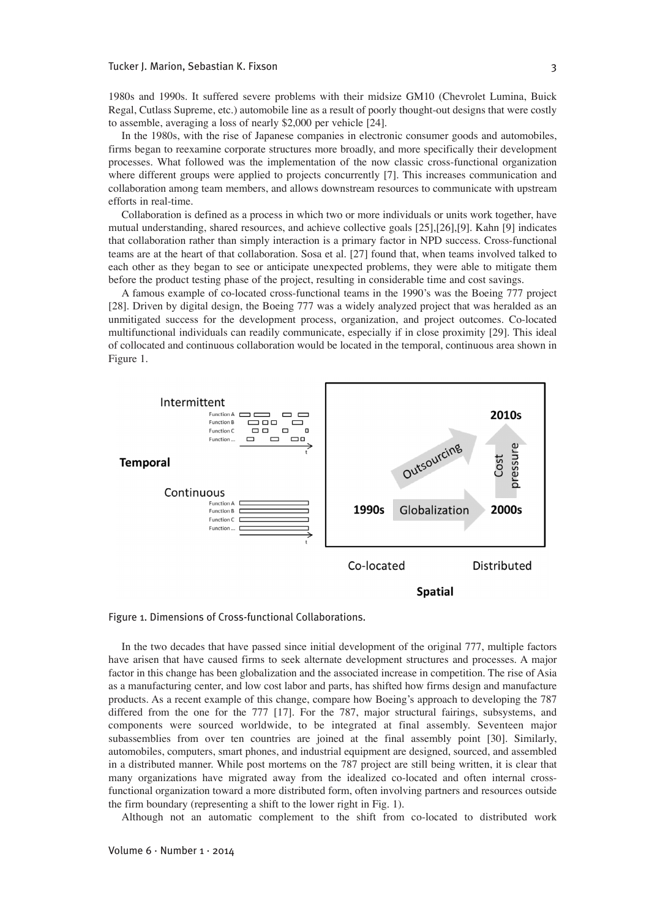1980s and 1990s. It suffered severe problems with their midsize GM10 (Chevrolet Lumina, Buick Regal, Cutlass Supreme, etc.) automobile line as a result of poorly thought-out designs that were costly to assemble, averaging a loss of nearly $2,000 per vehicle [24].

In the 1980s, with the rise of Japanese companies in electronic consumer goods and automobiles, firms began to reexamine corporate structures more broadly, and more specifically their development processes. What followed was the implementation of the now classic cross-functional organization where different groups were applied to projects concurrently [7]. This increases communication and collaboration among team members, and allows downstream resources to communicate with upstream efforts in real-time.

Collaboration is defined as a process in which two or more individuals or units work together, have mutual understanding, shared resources, and achieve collective goals [25],[26],[9]. Kahn [9] indicates that collaboration rather than simply interaction is a primary factor in NPD success. Cross-functional teams are at the heart of that collaboration. Sosa et al. [27] found that, when teams involved talked to each other as they began to see or anticipate unexpected problems, they were able to mitigate them before the product testing phase of the project, resulting in considerable time and cost savings.

A famous example of co-located cross-functional teams in the 1990's was the Boeing 777 project [28]. Driven by digital design, the Boeing 777 was a widely analyzed project that was heralded as an unmitigated success for the development process, organization, and project outcomes. Co-located multifunctional individuals can readily communicate, especially if in close proximity [29]. This ideal of collocated and continuous collaboration would be located in the temporal, continuous area shown in Figure 1.

Figure 1. Dimensions of Cross-functional Collaborations.

In the two decades that have passed since initial development of the original 777, multiple factors have arisen that have caused firms to seek alternate development structures and processes. A major factor in this change has been globalization and the associated increase in competition. The rise of Asia as a manufacturing center, and low cost labor and parts, has shifted how firms design and manufacture products. As a recent example of this change, compare how Boeing's approach to developing the 787 differed from the one for the 777 [17]. For the 787, major structural fairings, subsystems, and components were sourced worldwide, to be integrated at final assembly. Seventeen major subassemblies from over ten countries are joined at the final assembly point [30]. Similarly, automobiles, computers, smart phones, and industrial equipment are designed, sourced, and assembled in a distributed manner. While post mortems on the 787 project are still being written, it is clear that many organizations have migrated away from the idealized co-located and often internal cross-functional organization toward a more distributed form, often involving partners and resources outside the firm boundary (representing a shift to the lower right in Fig. 1).

Although not an automatic complement to the shift from co-located to distributed work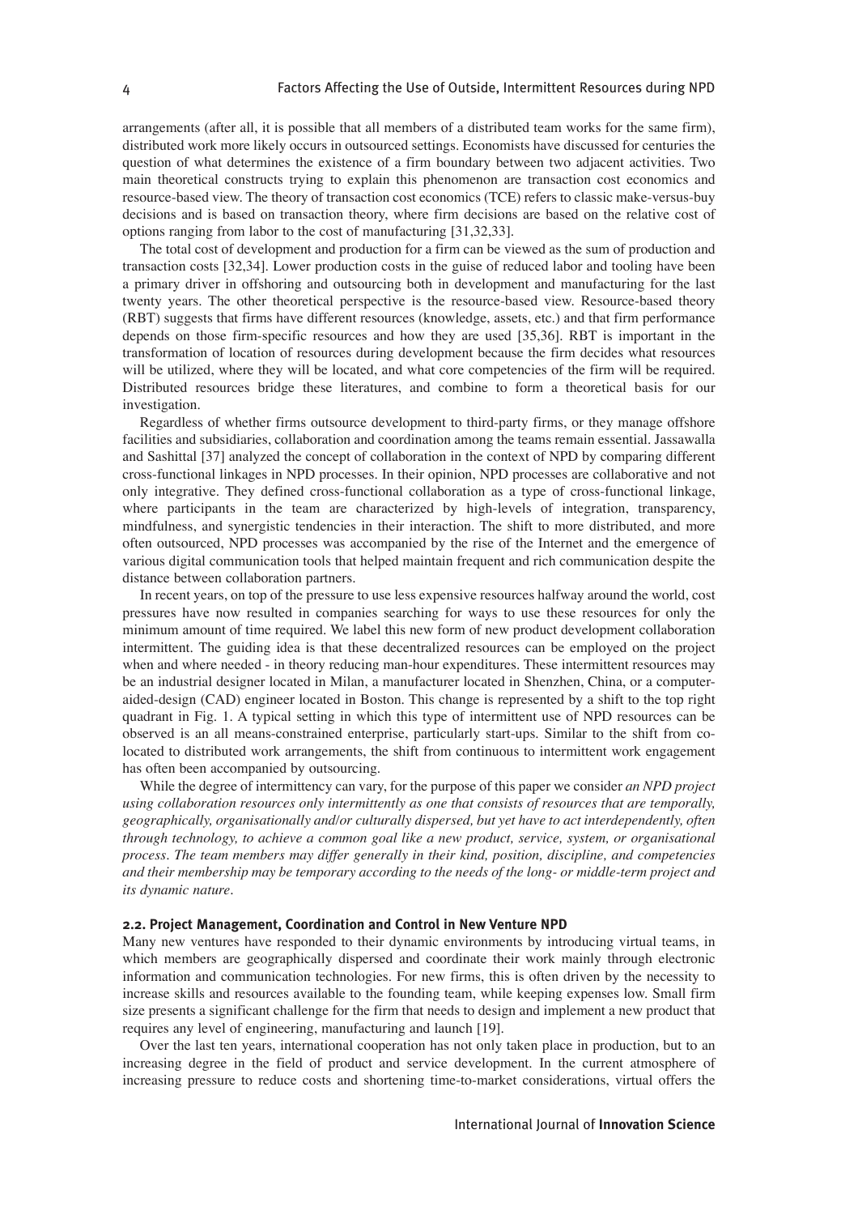arrangements (after all, it is possible that all members of a distributed team works for the same firm), distributed work more likely occurs in outsourced settings. Economists have discussed for centuries the question of what determines the existence of a firm boundary between two adjacent activities. Two main theoretical constructs trying to explain this phenomenon are transaction cost economics and resource-based view. The theory of transaction cost economics (TCE) refers to classic make-versus-buy decisions and is based on transaction theory, where firm decisions are based on the relative cost of options ranging from labor to the cost of manufacturing [31,32,33].

The total cost of development and production for a firm can be viewed as the sum of production and transaction costs [32,34]. Lower production costs in the guise of reduced labor and tooling have been a primary driver in offshoring and outsourcing both in development and manufacturing for the last twenty years. The other theoretical perspective is the resource-based view. Resource-based theory (RBT) suggests that firms have different resources (knowledge, assets, etc.) and that firm performance depends on those firm-specific resources and how they are used [35,36]. RBT is important in the transformation of location of resources during development because the firm decides what resources will be utilized, where they will be located, and what core competencies of the firm will be required. Distributed resources bridge these literatures, and combine to form a theoretical basis for our investigation.

Regardless of whether firms outsource development to third-party firms, or they manage offshore facilities and subsidiaries, collaboration and coordination among the teams remain essential. Jassawalla and Sashittal [37] analyzed the concept of collaboration in the context of NPD by comparing different cross-functional linkages in NPD processes. In their opinion, NPD processes are collaborative and not only integrative. They defined cross-functional collaboration as a type of cross-functional linkage, where participants in the team are characterized by high-levels of integration, transparency, mindfulness, and synergistic tendencies in their interaction. The shift to more distributed, and more often outsourced, NPD processes was accompanied by the rise of the Internet and the emergence of various digital communication tools that helped maintain frequent and rich communication despite the distance between collaboration partners.

In recent years, on top of the pressure to use less expensive resources halfway around the world, cost pressures have now resulted in companies searching for ways to use these resources for only the minimum amount of time required. We label this new form of new product development collaboration intermittent. The guiding idea is that these decentralized resources can be employed on the project when and where needed - in theory reducing man-hour expenditures. These intermittent resources may be an industrial designer located in Milan, a manufacturer located in Shenzhen, China, or a computer-aided-design (CAD) engineer located in Boston. This change is represented by a shift to the top right quadrant in Fig. 1. A typical setting in which this type of intermittent use of NPD resources can be observed is an all means-constrained enterprise, particularly start-ups. Similar to the shift from co-located to distributed work arrangements, the shift from continuous to intermittent work engagement has often been accompanied by outsourcing.

While the degree of intermittency can vary, for the purpose of this paper we consider *an NPD project using collaboration resources only intermittently as one that consists of resources that are temporally, geographically, organisationally and/or culturally dispersed, but yet have to act interdependently, often through technology, to achieve a common goal like a new product, service, system, or organisational process. The team members may differ generally in their kind, position, discipline, and competencies and their membership may be temporary according to the needs of the long- or middle-term project and its dynamic nature.*

### 2.2. Project Management, Coordination and Control in New Venture NPD

Many new ventures have responded to their dynamic environments by introducing virtual teams, in which members are geographically dispersed and coordinate their work mainly through electronic information and communication technologies. For new firms, this is often driven by the necessity to increase skills and resources available to the founding team, while keeping expenses low. Small firm size presents a significant challenge for the firm that needs to design and implement a new product that requires any level of engineering, manufacturing and launch [19].

Over the last ten years, international cooperation has not only taken place in production, but to an increasing degree in the field of product and service development. In the current atmosphere of increasing pressure to reduce costs and shortening time-to-market considerations, virtual offers the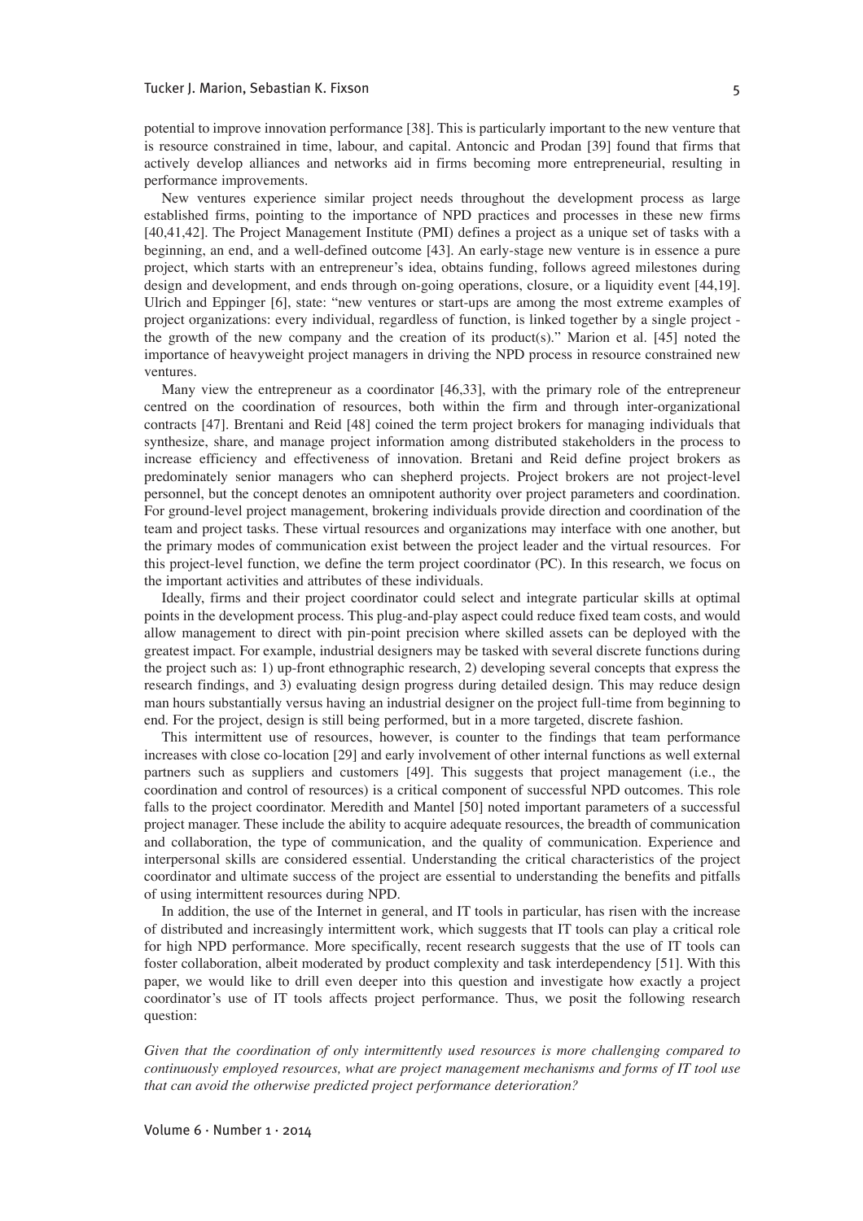potential to improve innovation performance [38]. This is particularly important to the new venture that is resource constrained in time, labour, and capital. Antoncic and Prodan [39] found that firms that actively develop alliances and networks aid in firms becoming more entrepreneurial, resulting in performance improvements.

New ventures experience similar project needs throughout the development process as large established firms, pointing to the importance of NPD practices and processes in these new firms [40,41,42]. The Project Management Institute (PMI) defines a project as a unique set of tasks with a beginning, an end, and a well-defined outcome [43]. An early-stage new venture is in essence a pure project, which starts with an entrepreneur's idea, obtains funding, follows agreed milestones during design and development, and ends through on-going operations, closure, or a liquidity event [44,19]. Ulrich and Eppinger [6], state: "new ventures or start-ups are among the most extreme examples of project organizations: every individual, regardless of function, is linked together by a single project - the growth of the new company and the creation of its product(s)." Marion et al. [45] noted the importance of heavyweight project managers in driving the NPD process in resource constrained new ventures.

Many view the entrepreneur as a coordinator [46,33], with the primary role of the entrepreneur centred on the coordination of resources, both within the firm and through inter-organizational contracts [47]. Brentani and Reid [48] coined the term project brokers for managing individuals that synthesize, share, and manage project information among distributed stakeholders in the process to increase efficiency and effectiveness of innovation. Bretani and Reid define project brokers as predominately senior managers who can shepherd projects. Project brokers are not project-level personnel, but the concept denotes an omnipotent authority over project parameters and coordination. For ground-level project management, brokering individuals provide direction and coordination of the team and project tasks. These virtual resources and organizations may interface with one another, but the primary modes of communication exist between the project leader and the virtual resources. For this project-level function, we define the term project coordinator (PC). In this research, we focus on the important activities and attributes of these individuals.

Ideally, firms and their project coordinator could select and integrate particular skills at optimal points in the development process. This plug-and-play aspect could reduce fixed team costs, and would allow management to direct with pin-point precision where skilled assets can be deployed with the greatest impact. For example, industrial designers may be tasked with several discrete functions during the project such as: 1) up-front ethnographic research, 2) developing several concepts that express the research findings, and 3) evaluating design progress during detailed design. This may reduce design man hours substantially versus having an industrial designer on the project full-time from beginning to end. For the project, design is still being performed, but in a more targeted, discrete fashion.

This intermittent use of resources, however, is counter to the findings that team performance increases with close co-location [29] and early involvement of other internal functions as well external partners such as suppliers and customers [49]. This suggests that project management (i.e., the coordination and control of resources) is a critical component of successful NPD outcomes. This role falls to the project coordinator. Meredith and Mantel [50] noted important parameters of a successful project manager. These include the ability to acquire adequate resources, the breadth of communication and collaboration, the type of communication, and the quality of communication. Experience and interpersonal skills are considered essential. Understanding the critical characteristics of the project coordinator and ultimate success of the project are essential to understanding the benefits and pitfalls of using intermittent resources during NPD.

In addition, the use of the Internet in general, and IT tools in particular, has risen with the increase of distributed and increasingly intermittent work, which suggests that IT tools can play a critical role for high NPD performance. More specifically, recent research suggests that the use of IT tools can foster collaboration, albeit moderated by product complexity and task interdependency [51]. With this paper, we would like to drill even deeper into this question and investigate how exactly a project coordinator's use of IT tools affects project performance. Thus, we posit the following research question:

*Given that the coordination of only intermittently used resources is more challenging compared to continuously employed resources, what are project management mechanisms and forms of IT tool use that can avoid the otherwise predicted project performance deterioration?*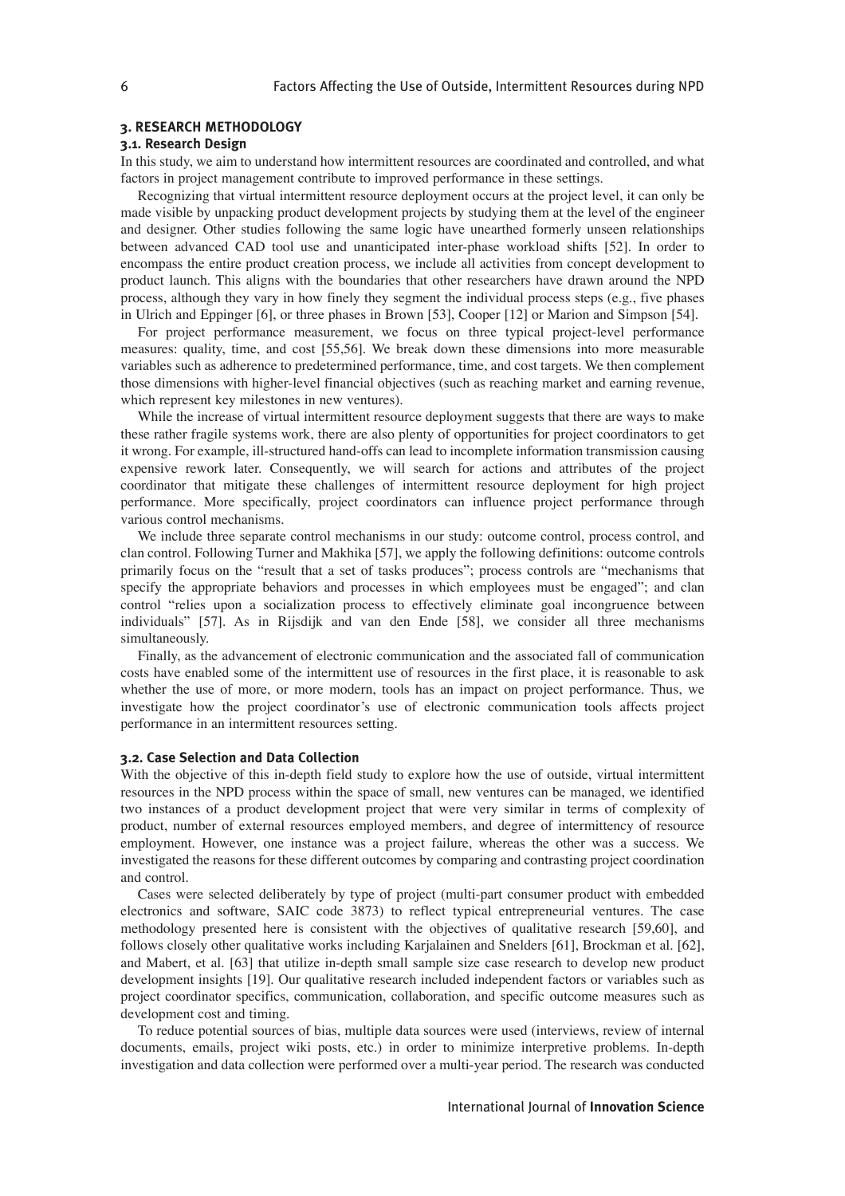## 3. RESEARCH METHODOLOGY

### 3.1. Research Design

In this study, we aim to understand how intermittent resources are coordinated and controlled, and what factors in project management contribute to improved performance in these settings.

Recognizing that virtual intermittent resource deployment occurs at the project level, it can only be made visible by unpacking product development projects by studying them at the level of the engineer and designer. Other studies following the same logic have unearthed formerly unseen relationships between advanced CAD tool use and unanticipated inter-phase workload shifts [52]. In order to encompass the entire product creation process, we include all activities from concept development to product launch. This aligns with the boundaries that other researchers have drawn around the NPD process, although they vary in how finely they segment the individual process steps (e.g., five phases in Ulrich and Eppinger [6], or three phases in Brown [53], Cooper [12] or Marion and Simpson [54].

For project performance measurement, we focus on three typical project-level performance measures: quality, time, and cost [55,56]. We break down these dimensions into more measurable variables such as adherence to predetermined performance, time, and cost targets. We then complement those dimensions with higher-level financial objectives (such as reaching market and earning revenue, which represent key milestones in new ventures).

While the increase of virtual intermittent resource deployment suggests that there are ways to make these rather fragile systems work, there are also plenty of opportunities for project coordinators to get it wrong. For example, ill-structured hand-offs can lead to incomplete information transmission causing expensive rework later. Consequently, we will search for actions and attributes of the project coordinator that mitigate these challenges of intermittent resource deployment for high project performance. More specifically, project coordinators can influence project performance through various control mechanisms.

We include three separate control mechanisms in our study: outcome control, process control, and clan control. Following Turner and Makhika [57], we apply the following definitions: outcome controls primarily focus on the "result that a set of tasks produces"; process controls are "mechanisms that specify the appropriate behaviors and processes in which employees must be engaged"; and clan control "relies upon a socialization process to effectively eliminate goal incongruence between individuals" [57]. As in Rijsdijk and van den Ende [58], we consider all three mechanisms simultaneously.

Finally, as the advancement of electronic communication and the associated fall of communication costs have enabled some of the intermittent use of resources in the first place, it is reasonable to ask whether the use of more, or more modern, tools has an impact on project performance. Thus, we investigate how the project coordinator's use of electronic communication tools affects project performance in an intermittent resources setting.

### 3.2. Case Selection and Data Collection

With the objective of this in-depth field study to explore how the use of outside, virtual intermittent resources in the NPD process within the space of small, new ventures can be managed, we identified two instances of a product development project that were very similar in terms of complexity of product, number of external resources employed members, and degree of intermittency of resource employment. However, one instance was a project failure, whereas the other was a success. We investigated the reasons for these different outcomes by comparing and contrasting project coordination and control.

Cases were selected deliberately by type of project (multi-part consumer product with embedded electronics and software, SAIC code 3873) to reflect typical entrepreneurial ventures. The case methodology presented here is consistent with the objectives of qualitative research [59,60], and follows closely other qualitative works including Karjalainen and Snelders [61], Brockman et al. [62], and Mabert, et al. [63] that utilize in-depth small sample size case research to develop new product development insights [19]. Our qualitative research included independent factors or variables such as project coordinator specifics, communication, collaboration, and specific outcome measures such as development cost and timing.

To reduce potential sources of bias, multiple data sources were used (interviews, review of internal documents, emails, project wiki posts, etc.) in order to minimize interpretive problems. In-depth investigation and data collection were performed over a multi-year period. The research was conducted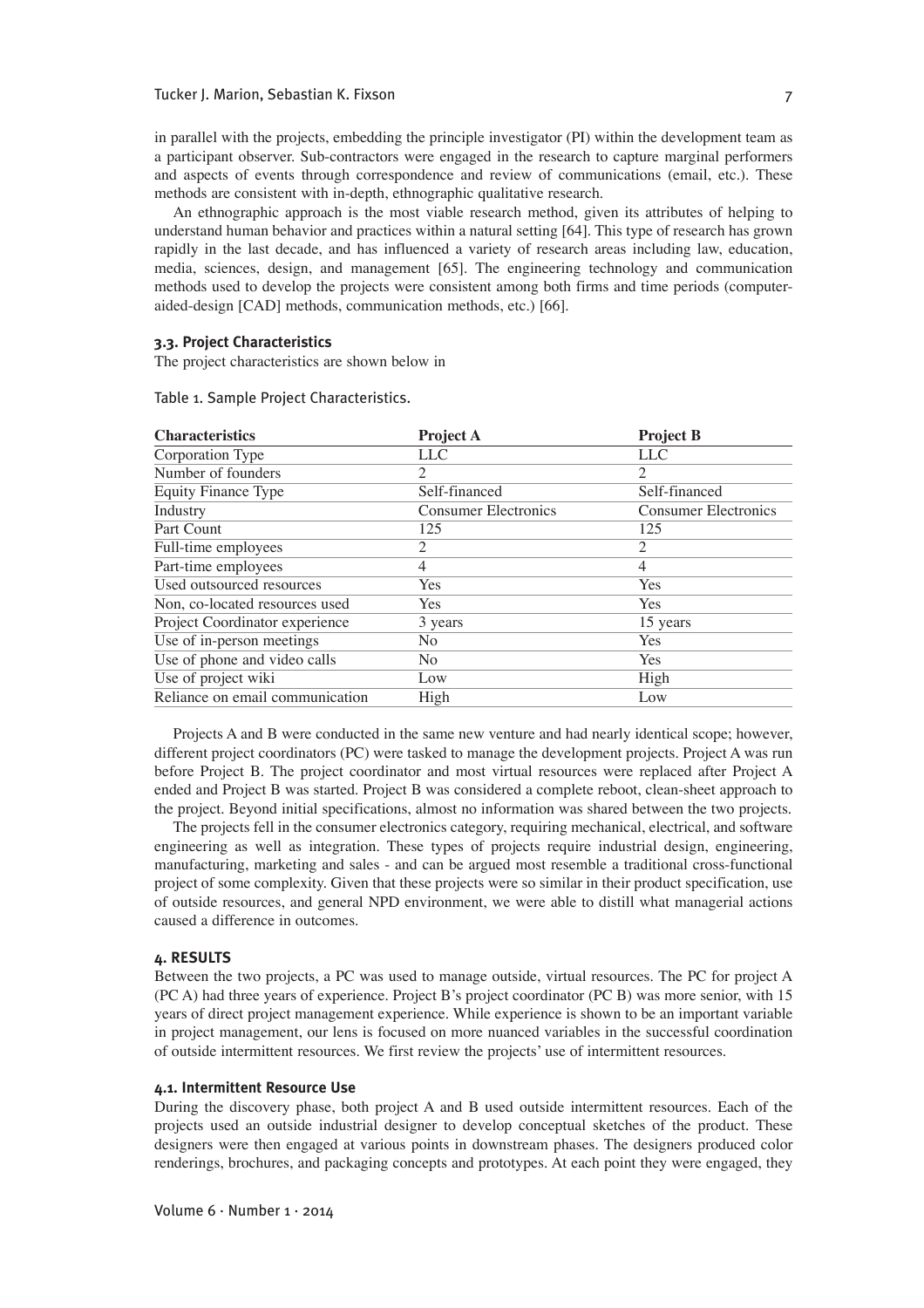in parallel with the projects, embedding the principle investigator (PI) within the development team as a participant observer. Sub-contractors were engaged in the research to capture marginal performers and aspects of events through correspondence and review of communications (email, etc.). These methods are consistent with in-depth, ethnographic qualitative research.

An ethnographic approach is the most viable research method, given its attributes of helping to understand human behavior and practices within a natural setting [64]. This type of research has grown rapidly in the last decade, and has influenced a variety of research areas including law, education, media, sciences, design, and management [65]. The engineering technology and communication methods used to develop the projects were consistent among both firms and time periods (computer-aided-design [CAD] methods, communication methods, etc.) [66].

### 3.3. Project Characteristics

The project characteristics are shown below in

Table 1. Sample Project Characteristics.

| Characteristics | Project A | Project B |
|---|---|---|
| Corporation Type | LLC | LLC |
| Number of founders | 2 | 2 |
| Equity Finance Type | Self-financed | Self-financed |
| Industry | Consumer Electronics | Consumer Electronics |
| Part Count | 125 | 125 |
| Full-time employees | 2 | 2 |
| Part-time employees | 4 | 4 |
| Used outsourced resources | Yes | Yes |
| Non, co-located resources used | Yes | Yes |
| Project Coordinator experience | 3 years | 15 years |
| Use of in-person meetings | No | Yes |
| Use of phone and video calls | No | Yes |
| Use of project wiki | Low | High |
| Reliance on email communication | High | Low |

Projects A and B were conducted in the same new venture and had nearly identical scope; however, different project coordinators (PC) were tasked to manage the development projects. Project A was run before Project B. The project coordinator and most virtual resources were replaced after Project A ended and Project B was started. Project B was considered a complete reboot, clean-sheet approach to the project. Beyond initial specifications, almost no information was shared between the two projects.

The projects fell in the consumer electronics category, requiring mechanical, electrical, and software engineering as well as integration. These types of projects require industrial design, engineering, manufacturing, marketing and sales - and can be argued most resemble a traditional cross-functional project of some complexity. Given that these projects were so similar in their product specification, use of outside resources, and general NPD environment, we were able to distill what managerial actions caused a difference in outcomes.

## 4. RESULTS

Between the two projects, a PC was used to manage outside, virtual resources. The PC for project A (PC A) had three years of experience. Project B's project coordinator (PC B) was more senior, with 15 years of direct project management experience. While experience is shown to be an important variable in project management, our lens is focused on more nuanced variables in the successful coordination of outside intermittent resources. We first review the projects' use of intermittent resources.

### 4.1. Intermittent Resource Use

During the discovery phase, both project A and B used outside intermittent resources. Each of the projects used an outside industrial designer to develop conceptual sketches of the product. These designers were then engaged at various points in downstream phases. The designers produced color renderings, brochures, and packaging concepts and prototypes. At each point they were engaged, they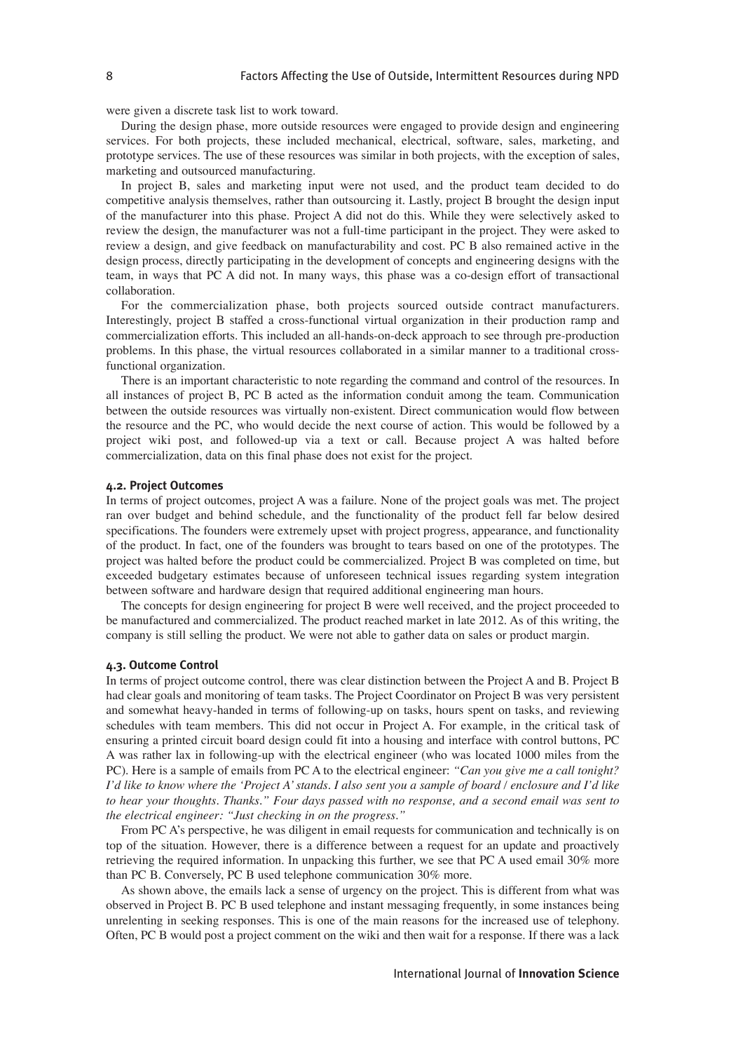were given a discrete task list to work toward.

During the design phase, more outside resources were engaged to provide design and engineering services. For both projects, these included mechanical, electrical, software, sales, marketing, and prototype services. The use of these resources was similar in both projects, with the exception of sales, marketing and outsourced manufacturing.

In project B, sales and marketing input were not used, and the product team decided to do competitive analysis themselves, rather than outsourcing it. Lastly, project B brought the design input of the manufacturer into this phase. Project A did not do this. While they were selectively asked to review the design, the manufacturer was not a full-time participant in the project. They were asked to review a design, and give feedback on manufacturability and cost. PC B also remained active in the design process, directly participating in the development of concepts and engineering designs with the team, in ways that PC A did not. In many ways, this phase was a co-design effort of transactional collaboration.

For the commercialization phase, both projects sourced outside contract manufacturers. Interestingly, project B staffed a cross-functional virtual organization in their production ramp and commercialization efforts. This included an all-hands-on-deck approach to see through pre-production problems. In this phase, the virtual resources collaborated in a similar manner to a traditional cross-functional organization.

There is an important characteristic to note regarding the command and control of the resources. In all instances of project B, PC B acted as the information conduit among the team. Communication between the outside resources was virtually non-existent. Direct communication would flow between the resource and the PC, who would decide the next course of action. This would be followed by a project wiki post, and followed-up via a text or call. Because project A was halted before commercialization, data on this final phase does not exist for the project.

### 4.2. Project Outcomes

In terms of project outcomes, project A was a failure. None of the project goals was met. The project ran over budget and behind schedule, and the functionality of the product fell far below desired specifications. The founders were extremely upset with project progress, appearance, and functionality of the product. In fact, one of the founders was brought to tears based on one of the prototypes. The project was halted before the product could be commercialized. Project B was completed on time, but exceeded budgetary estimates because of unforeseen technical issues regarding system integration between software and hardware design that required additional engineering man hours.

The concepts for design engineering for project B were well received, and the project proceeded to be manufactured and commercialized. The product reached market in late 2012. As of this writing, the company is still selling the product. We were not able to gather data on sales or product margin.

### 4.3. Outcome Control

In terms of project outcome control, there was clear distinction between the Project A and B. Project B had clear goals and monitoring of team tasks. The Project Coordinator on Project B was very persistent and somewhat heavy-handed in terms of following-up on tasks, hours spent on tasks, and reviewing schedules with team members. This did not occur in Project A. For example, in the critical task of ensuring a printed circuit board design could fit into a housing and interface with control buttons, PC A was rather lax in following-up with the electrical engineer (who was located 1000 miles from the PC). Here is a sample of emails from PC A to the electrical engineer: *"Can you give me a call tonight? I'd like to know where the 'Project A' stands. I also sent you a sample of board / enclosure and I'd like to hear your thoughts. Thanks." Four days passed with no response, and a second email was sent to the electrical engineer: "Just checking in on the progress."*

From PC A's perspective, he was diligent in email requests for communication and technically is on top of the situation. However, there is a difference between a request for an update and proactively retrieving the required information. In unpacking this further, we see that PC A used email 30% more than PC B. Conversely, PC B used telephone communication 30% more.

As shown above, the emails lack a sense of urgency on the project. This is different from what was observed in Project B. PC B used telephone and instant messaging frequently, in some instances being unrelenting in seeking responses. This is one of the main reasons for the increased use of telephony. Often, PC B would post a project comment on the wiki and then wait for a response. If there was a lack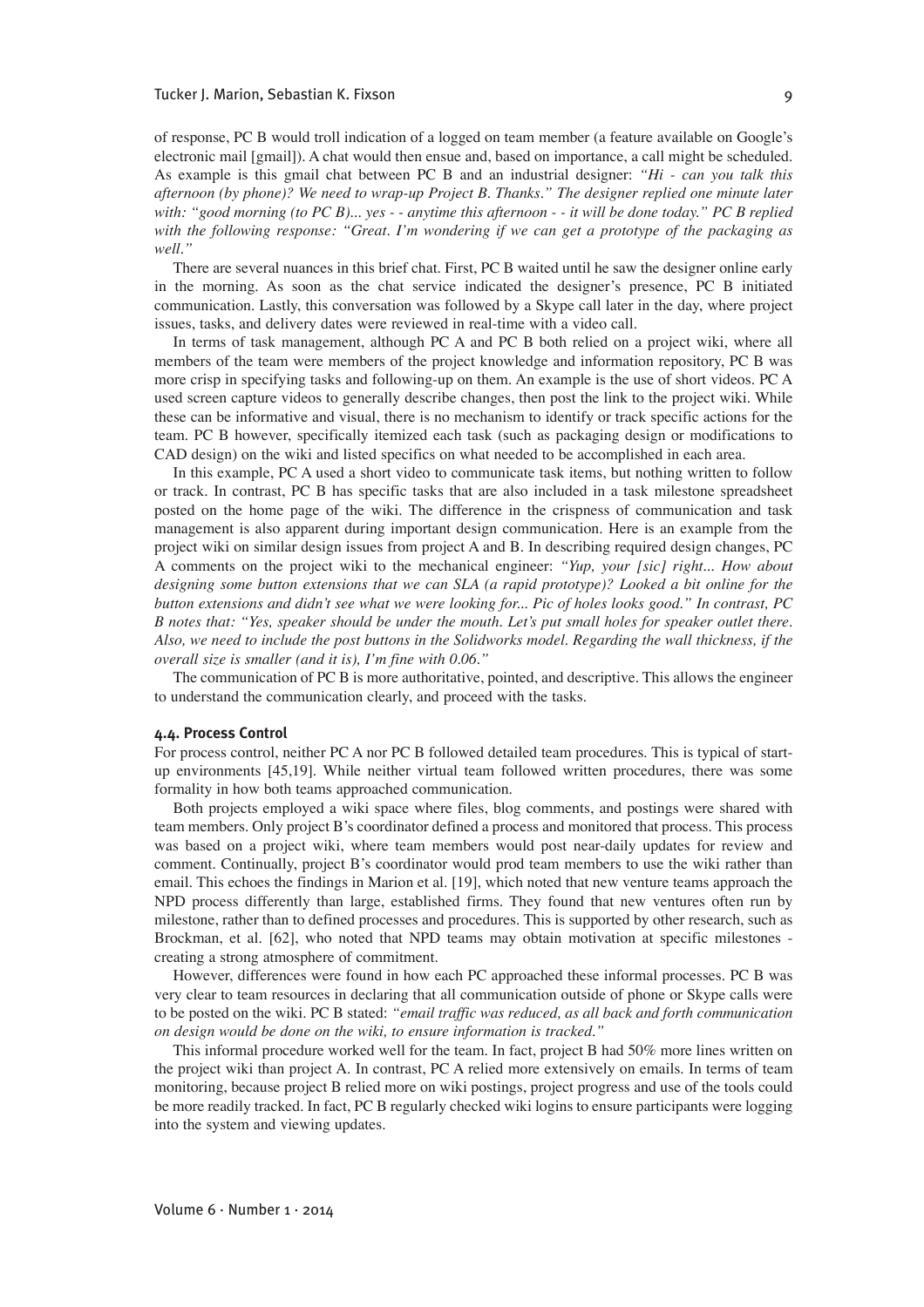of response, PC B would troll indication of a logged on team member (a feature available on Google's electronic mail [gmail]). A chat would then ensue and, based on importance, a call might be scheduled. As example is this gmail chat between PC B and an industrial designer: *"Hi - can you talk this afternoon (by phone)? We need to wrap-up Project B. Thanks." The designer replied one minute later with: "good morning (to PC B)... yes - - anytime this afternoon - - it will be done today." PC B replied with the following response: "Great. I'm wondering if we can get a prototype of the packaging as well."*

There are several nuances in this brief chat. First, PC B waited until he saw the designer online early in the morning. As soon as the chat service indicated the designer's presence, PC B initiated communication. Lastly, this conversation was followed by a Skype call later in the day, where project issues, tasks, and delivery dates were reviewed in real-time with a video call.

In terms of task management, although PC A and PC B both relied on a project wiki, where all members of the team were members of the project knowledge and information repository, PC B was more crisp in specifying tasks and following-up on them. An example is the use of short videos. PC A used screen capture videos to generally describe changes, then post the link to the project wiki. While these can be informative and visual, there is no mechanism to identify or track specific actions for the team. PC B however, specifically itemized each task (such as packaging design or modifications to CAD design) on the wiki and listed specifics on what needed to be accomplished in each area.

In this example, PC A used a short video to communicate task items, but nothing written to follow or track. In contrast, PC B has specific tasks that are also included in a task milestone spreadsheet posted on the home page of the wiki. The difference in the crispness of communication and task management is also apparent during important design communication. Here is an example from the project wiki on similar design issues from project A and B. In describing required design changes, PC A comments on the project wiki to the mechanical engineer: *"Yup, your [sic] right... How about designing some button extensions that we can SLA (a rapid prototype)? Looked a bit online for the button extensions and didn't see what we were looking for... Pic of holes looks good." In contrast, PC B notes that: "Yes, speaker should be under the mouth. Let's put small holes for speaker outlet there. Also, we need to include the post buttons in the Solidworks model. Regarding the wall thickness, if the overall size is smaller (and it is), I'm fine with 0.06."*

The communication of PC B is more authoritative, pointed, and descriptive. This allows the engineer to understand the communication clearly, and proceed with the tasks.

#### 4.4. Process Control

For process control, neither PC A nor PC B followed detailed team procedures. This is typical of start-up environments [45,19]. While neither virtual team followed written procedures, there was some formality in how both teams approached communication.

Both projects employed a wiki space where files, blog comments, and postings were shared with team members. Only project B's coordinator defined a process and monitored that process. This process was based on a project wiki, where team members would post near-daily updates for review and comment. Continually, project B's coordinator would prod team members to use the wiki rather than email. This echoes the findings in Marion et al. [19], which noted that new venture teams approach the NPD process differently than large, established firms. They found that new ventures often run by milestone, rather than to defined processes and procedures. This is supported by other research, such as Brockman, et al. [62], who noted that NPD teams may obtain motivation at specific milestones - creating a strong atmosphere of commitment.

However, differences were found in how each PC approached these informal processes. PC B was very clear to team resources in declaring that all communication outside of phone or Skype calls were to be posted on the wiki. PC B stated: *"email traffic was reduced, as all back and forth communication on design would be done on the wiki, to ensure information is tracked."*

This informal procedure worked well for the team. In fact, project B had 50% more lines written on the project wiki than project A. In contrast, PC A relied more extensively on emails. In terms of team monitoring, because project B relied more on wiki postings, project progress and use of the tools could be more readily tracked. In fact, PC B regularly checked wiki logins to ensure participants were logging into the system and viewing updates.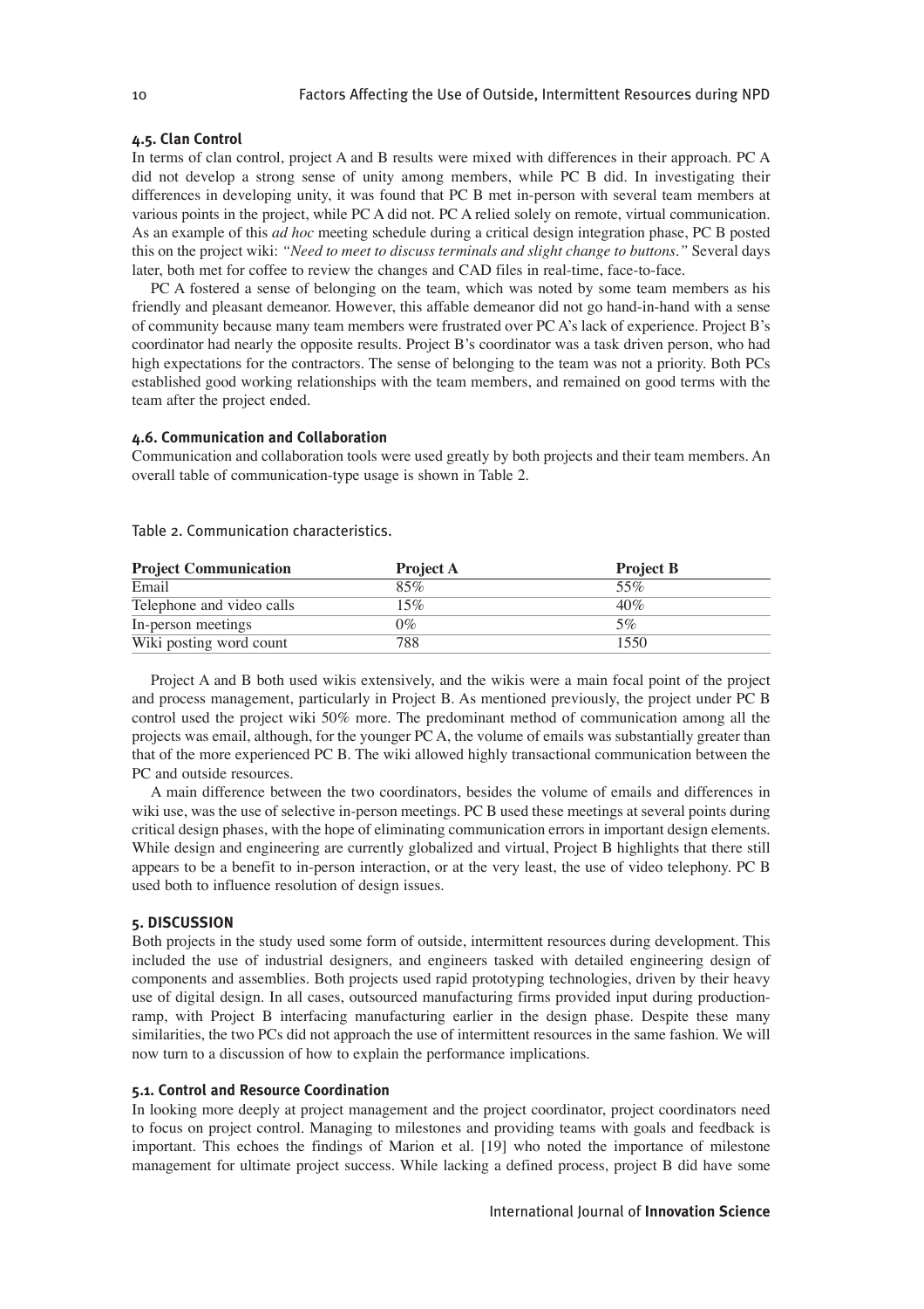### 4.5. Clan Control

In terms of clan control, project A and B results were mixed with differences in their approach. PC A did not develop a strong sense of unity among members, while PC B did. In investigating their differences in developing unity, it was found that PC B met in-person with several team members at various points in the project, while PC A did not. PC A relied solely on remote, virtual communication. As an example of this *ad hoc* meeting schedule during a critical design integration phase, PC B posted this on the project wiki: *"Need to meet to discuss terminals and slight change to buttons."* Several days later, both met for coffee to review the changes and CAD files in real-time, face-to-face.

PC A fostered a sense of belonging on the team, which was noted by some team members as his friendly and pleasant demeanor. However, this affable demeanor did not go hand-in-hand with a sense of community because many team members were frustrated over PC A's lack of experience. Project B's coordinator had nearly the opposite results. Project B's coordinator was a task driven person, who had high expectations for the contractors. The sense of belonging to the team was not a priority. Both PCs established good working relationships with the team members, and remained on good terms with the team after the project ended.

### 4.6. Communication and Collaboration

Communication and collaboration tools were used greatly by both projects and their team members. An overall table of communication-type usage is shown in Table 2.

Table 2. Communication characteristics.

| Project Communication | Project A | Project B |
|---|---|---|
| Email | 85% | 55% |
| Telephone and video calls | 15% | 40% |
| In-person meetings | 0% | 5% |
| Wiki posting word count | 788 | 1550 |

Project A and B both used wikis extensively, and the wikis were a main focal point of the project and process management, particularly in Project B. As mentioned previously, the project under PC B control used the project wiki 50% more. The predominant method of communication among all the projects was email, although, for the younger PC A, the volume of emails was substantially greater than that of the more experienced PC B. The wiki allowed highly transactional communication between the PC and outside resources.

A main difference between the two coordinators, besides the volume of emails and differences in wiki use, was the use of selective in-person meetings. PC B used these meetings at several points during critical design phases, with the hope of eliminating communication errors in important design elements. While design and engineering are currently globalized and virtual, Project B highlights that there still appears to be a benefit to in-person interaction, or at the very least, the use of video telephony. PC B used both to influence resolution of design issues.

## 5. DISCUSSION

Both projects in the study used some form of outside, intermittent resources during development. This included the use of industrial designers, and engineers tasked with detailed engineering design of components and assemblies. Both projects used rapid prototyping technologies, driven by their heavy use of digital design. In all cases, outsourced manufacturing firms provided input during production-ramp, with Project B interfacing manufacturing earlier in the design phase. Despite these many similarities, the two PCs did not approach the use of intermittent resources in the same fashion. We will now turn to a discussion of how to explain the performance implications.

### 5.1. Control and Resource Coordination

In looking more deeply at project management and the project coordinator, project coordinators need to focus on project control. Managing to milestones and providing teams with goals and feedback is important. This echoes the findings of Marion et al. [19] who noted the importance of milestone management for ultimate project success. While lacking a defined process, project B did have some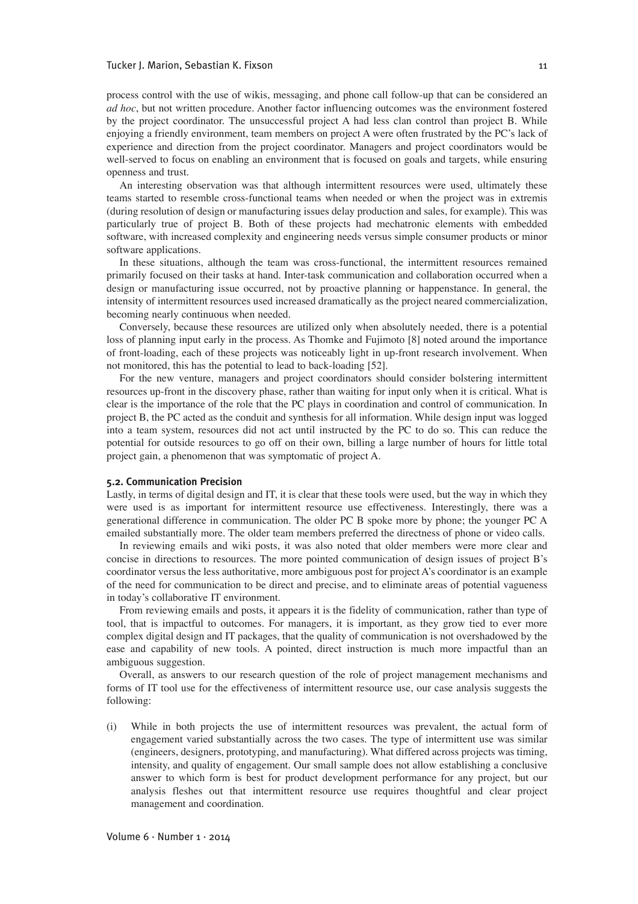process control with the use of wikis, messaging, and phone call follow-up that can be considered an *ad hoc*, but not written procedure. Another factor influencing outcomes was the environment fostered by the project coordinator. The unsuccessful project A had less clan control than project B. While enjoying a friendly environment, team members on project A were often frustrated by the PC's lack of experience and direction from the project coordinator. Managers and project coordinators would be well-served to focus on enabling an environment that is focused on goals and targets, while ensuring openness and trust.

An interesting observation was that although intermittent resources were used, ultimately these teams started to resemble cross-functional teams when needed or when the project was in extremis (during resolution of design or manufacturing issues delay production and sales, for example). This was particularly true of project B. Both of these projects had mechatronic elements with embedded software, with increased complexity and engineering needs versus simple consumer products or minor software applications.

In these situations, although the team was cross-functional, the intermittent resources remained primarily focused on their tasks at hand. Inter-task communication and collaboration occurred when a design or manufacturing issue occurred, not by proactive planning or happenstance. In general, the intensity of intermittent resources used increased dramatically as the project neared commercialization, becoming nearly continuous when needed.

Conversely, because these resources are utilized only when absolutely needed, there is a potential loss of planning input early in the process. As Thomke and Fujimoto [8] noted around the importance of front-loading, each of these projects was noticeably light in up-front research involvement. When not monitored, this has the potential to lead to back-loading [52].

For the new venture, managers and project coordinators should consider bolstering intermittent resources up-front in the discovery phase, rather than waiting for input only when it is critical. What is clear is the importance of the role that the PC plays in coordination and control of communication. In project B, the PC acted as the conduit and synthesis for all information. While design input was logged into a team system, resources did not act until instructed by the PC to do so. This can reduce the potential for outside resources to go off on their own, billing a large number of hours for little total project gain, a phenomenon that was symptomatic of project A.

### 5.2. Communication Precision

Lastly, in terms of digital design and IT, it is clear that these tools were used, but the way in which they were used is as important for intermittent resource use effectiveness. Interestingly, there was a generational difference in communication. The older PC B spoke more by phone; the younger PC A emailed substantially more. The older team members preferred the directness of phone or video calls.

In reviewing emails and wiki posts, it was also noted that older members were more clear and concise in directions to resources. The more pointed communication of design issues of project B's coordinator versus the less authoritative, more ambiguous post for project A's coordinator is an example of the need for communication to be direct and precise, and to eliminate areas of potential vagueness in today's collaborative IT environment.

From reviewing emails and posts, it appears it is the fidelity of communication, rather than type of tool, that is impactful to outcomes. For managers, it is important, as they grow tied to ever more complex digital design and IT packages, that the quality of communication is not overshadowed by the ease and capability of new tools. A pointed, direct instruction is much more impactful than an ambiguous suggestion.

Overall, as answers to our research question of the role of project management mechanisms and forms of IT tool use for the effectiveness of intermittent resource use, our case analysis suggests the following:

(i) While in both projects the use of intermittent resources was prevalent, the actual form of engagement varied substantially across the two cases. The type of intermittent use was similar (engineers, designers, prototyping, and manufacturing). What differed across projects was timing, intensity, and quality of engagement. Our small sample does not allow establishing a conclusive answer to which form is best for product development performance for any project, but our analysis fleshes out that intermittent resource use requires thoughtful and clear project management and coordination.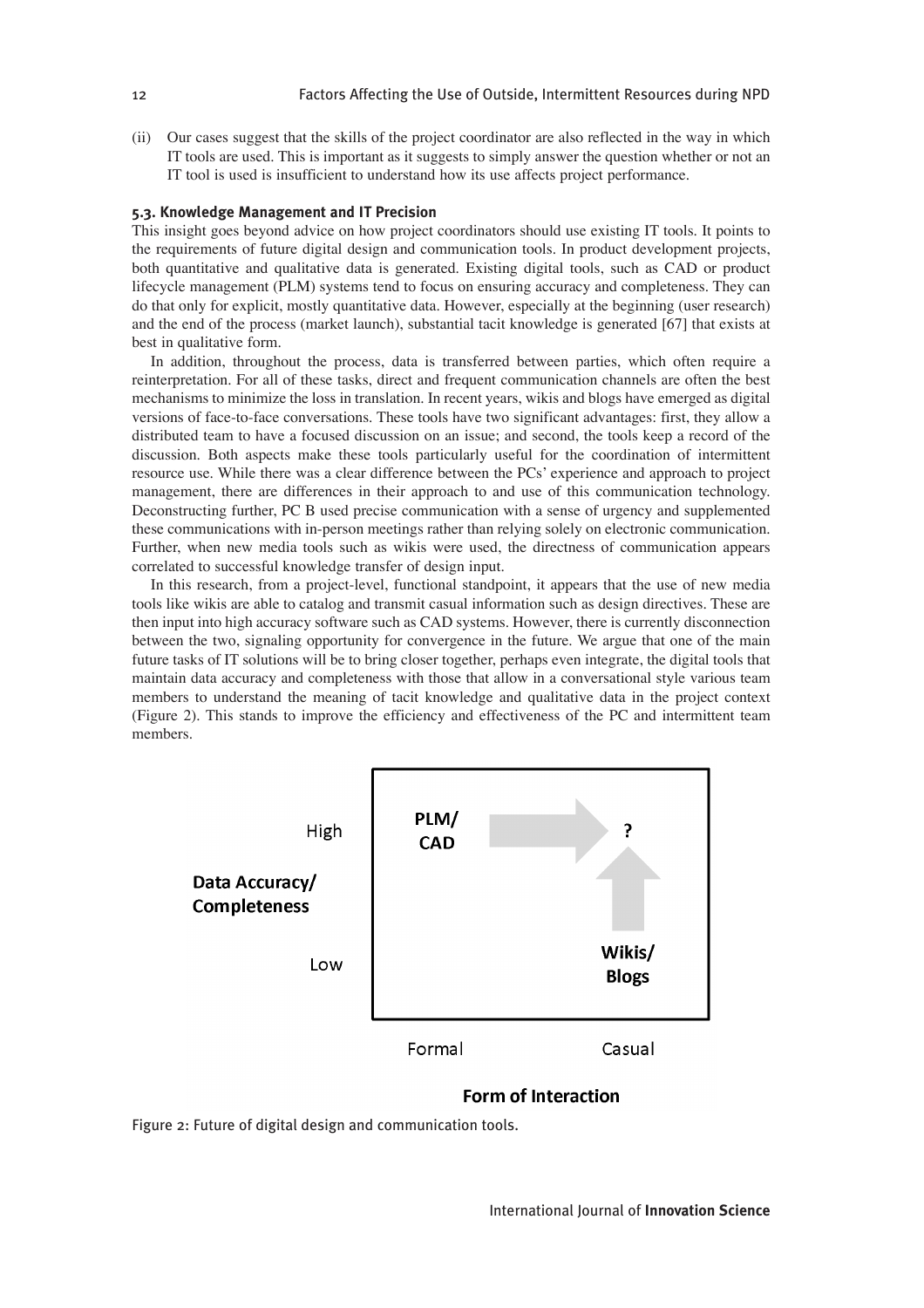(ii) Our cases suggest that the skills of the project coordinator are also reflected in the way in which IT tools are used. This is important as it suggests to simply answer the question whether or not an IT tool is used is insufficient to understand how its use affects project performance.

### 5.3. Knowledge Management and IT Precision

This insight goes beyond advice on how project coordinators should use existing IT tools. It points to the requirements of future digital design and communication tools. In product development projects, both quantitative and qualitative data is generated. Existing digital tools, such as CAD or product lifecycle management (PLM) systems tend to focus on ensuring accuracy and completeness. They can do that only for explicit, mostly quantitative data. However, especially at the beginning (user research) and the end of the process (market launch), substantial tacit knowledge is generated [67] that exists at best in qualitative form.

In addition, throughout the process, data is transferred between parties, which often require a reinterpretation. For all of these tasks, direct and frequent communication channels are often the best mechanisms to minimize the loss in translation. In recent years, wikis and blogs have emerged as digital versions of face-to-face conversations. These tools have two significant advantages: first, they allow a distributed team to have a focused discussion on an issue; and second, the tools keep a record of the discussion. Both aspects make these tools particularly useful for the coordination of intermittent resource use. While there was a clear difference between the PCs' experience and approach to project management, there are differences in their approach to and use of this communication technology. Deconstructing further, PC B used precise communication with a sense of urgency and supplemented these communications with in-person meetings rather than relying solely on electronic communication. Further, when new media tools such as wikis were used, the directness of communication appears correlated to successful knowledge transfer of design input.

In this research, from a project-level, functional standpoint, it appears that the use of new media tools like wikis are able to catalog and transmit casual information such as design directives. These are then input into high accuracy software such as CAD systems. However, there is currently disconnection between the two, signaling opportunity for convergence in the future. We argue that one of the main future tasks of IT solutions will be to bring closer together, perhaps even integrate, the digital tools that maintain data accuracy and completeness with those that allow in a conversational style various team members to understand the meaning of tacit knowledge and qualitative data in the project context (Figure 2). This stands to improve the efficiency and effectiveness of the PC and intermittent team members.

Data Accuracy/ Completeness
High
Low
PLM/ CAD
?
Wikis/ Blogs
Formal
Casual
Form of Interaction

Figure 2: Future of digital design and communication tools.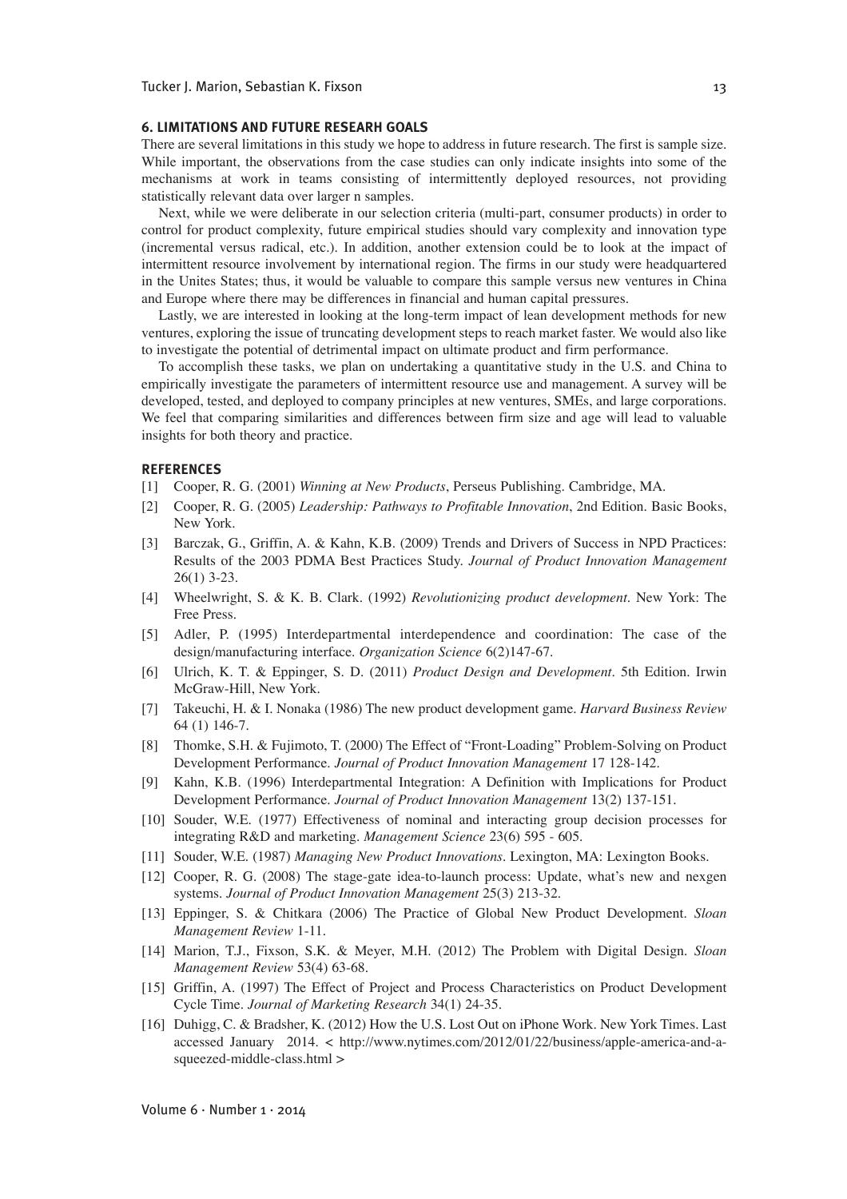## 6. LIMITATIONS AND FUTURE RESEARH GOALS

There are several limitations in this study we hope to address in future research. The first is sample size. While important, the observations from the case studies can only indicate insights into some of the mechanisms at work in teams consisting of intermittently deployed resources, not providing statistically relevant data over larger n samples.

Next, while we were deliberate in our selection criteria (multi-part, consumer products) in order to control for product complexity, future empirical studies should vary complexity and innovation type (incremental versus radical, etc.). In addition, another extension could be to look at the impact of intermittent resource involvement by international region. The firms in our study were headquartered in the Unites States; thus, it would be valuable to compare this sample versus new ventures in China and Europe where there may be differences in financial and human capital pressures.

Lastly, we are interested in looking at the long-term impact of lean development methods for new ventures, exploring the issue of truncating development steps to reach market faster. We would also like to investigate the potential of detrimental impact on ultimate product and firm performance.

To accomplish these tasks, we plan on undertaking a quantitative study in the U.S. and China to empirically investigate the parameters of intermittent resource use and management. A survey will be developed, tested, and deployed to company principles at new ventures, SMEs, and large corporations. We feel that comparing similarities and differences between firm size and age will lead to valuable insights for both theory and practice.

## REFERENCES

[1] Cooper, R. G. (2001) *Winning at New Products*, Perseus Publishing. Cambridge, MA.

[2] Cooper, R. G. (2005) *Leadership: Pathways to Profitable Innovation*, 2nd Edition. Basic Books, New York.

[3] Barczak, G., Griffin, A. & Kahn, K.B. (2009) Trends and Drivers of Success in NPD Practices: Results of the 2003 PDMA Best Practices Study. *Journal of Product Innovation Management* 26(1) 3-23.

[4] Wheelwright, S. & K. B. Clark. (1992) *Revolutionizing product development*. New York: The Free Press.

[5] Adler, P. (1995) Interdepartmental interdependence and coordination: The case of the design/manufacturing interface. *Organization Science* 6(2)147-67.

[6] Ulrich, K. T. & Eppinger, S. D. (2011) *Product Design and Development*. 5th Edition. Irwin McGraw-Hill, New York.

[7] Takeuchi, H. & I. Nonaka (1986) The new product development game. *Harvard Business Review* 64 (1) 146-7.

[8] Thomke, S.H. & Fujimoto, T. (2000) The Effect of "Front-Loading" Problem-Solving on Product Development Performance. *Journal of Product Innovation Management* 17 128-142.

[9] Kahn, K.B. (1996) Interdepartmental Integration: A Definition with Implications for Product Development Performance. *Journal of Product Innovation Management* 13(2) 137-151.

[10] Souder, W.E. (1977) Effectiveness of nominal and interacting group decision processes for integrating R&D and marketing. *Management Science* 23(6) 595 - 605.

[11] Souder, W.E. (1987) *Managing New Product Innovations*. Lexington, MA: Lexington Books.

[12] Cooper, R. G. (2008) The stage-gate idea-to-launch process: Update, what's new and nexgen systems. *Journal of Product Innovation Management* 25(3) 213-32.

[13] Eppinger, S. & Chitkara (2006) The Practice of Global New Product Development. *Sloan Management Review* 1-11.

[14] Marion, T.J., Fixson, S.K. & Meyer, M.H. (2012) The Problem with Digital Design. *Sloan Management Review* 53(4) 63-68.

[15] Griffin, A. (1997) The Effect of Project and Process Characteristics on Product Development Cycle Time. *Journal of Marketing Research* 34(1) 24-35.

[16] Duhigg, C. & Bradsher, K. (2012) How the U.S. Lost Out on iPhone Work. New York Times. Last accessed January 2014. < http://www.nytimes.com/2012/01/22/business/apple-america-and-a-squeezed-middle-class.html >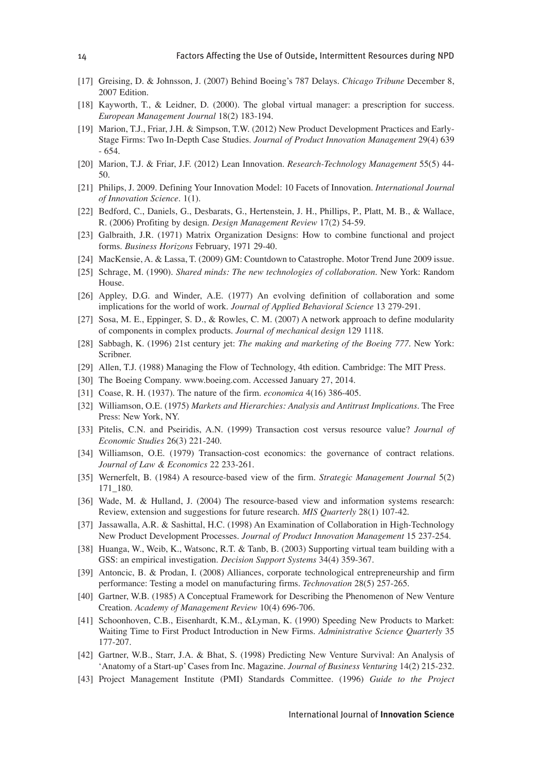[17] Greising, D. & Johnsson, J. (2007) Behind Boeing's 787 Delays. *Chicago Tribune* December 8, 2007 Edition.

[18] Kayworth, T., & Leidner, D. (2000). The global virtual manager: a prescription for success. *European Management Journal* 18(2) 183-194.

[19] Marion, T.J., Friar, J.H. & Simpson, T.W. (2012) New Product Development Practices and Early-Stage Firms: Two In-Depth Case Studies. *Journal of Product Innovation Management* 29(4) 639 - 654.

[20] Marion, T.J. & Friar, J.F. (2012) Lean Innovation. *Research-Technology Management* 55(5) 44-50.

[21] Philips, J. 2009. Defining Your Innovation Model: 10 Facets of Innovation. *International Journal of Innovation Science*. 1(1).

[22] Bedford, C., Daniels, G., Desbarats, G., Hertenstein, J. H., Phillips, P., Platt, M. B., & Wallace, R. (2006) Profiting by design. *Design Management Review* 17(2) 54-59.

[23] Galbraith, J.R. (1971) Matrix Organization Designs: How to combine functional and project forms. *Business Horizons* February, 1971 29-40.

[24] MacKensie, A. & Lassa, T. (2009) GM: Countdown to Catastrophe. Motor Trend June 2009 issue.

[25] Schrage, M. (1990). *Shared minds: The new technologies of collaboration*. New York: Random House.

[26] Appley, D.G. and Winder, A.E. (1977) An evolving definition of collaboration and some implications for the world of work. *Journal of Applied Behavioral Science* 13 279-291.

[27] Sosa, M. E., Eppinger, S. D., & Rowles, C. M. (2007) A network approach to define modularity of components in complex products. *Journal of mechanical design* 129 1118.

[28] Sabbagh, K. (1996) 21st century jet: *The making and marketing of the Boeing 777*. New York: Scribner.

[29] Allen, T.J. (1988) Managing the Flow of Technology, 4th edition. Cambridge: The MIT Press.

[30] The Boeing Company. www.boeing.com. Accessed January 27, 2014.

[31] Coase, R. H. (1937). The nature of the firm. *economica* 4(16) 386-405.

[32] Williamson, O.E. (1975) *Markets and Hierarchies: Analysis and Antitrust Implications*. The Free Press: New York, NY.

[33] Pitelis, C.N. and Pseiridis, A.N. (1999) Transaction cost versus resource value? *Journal of Economic Studies* 26(3) 221-240.

[34] Williamson, O.E. (1979) Transaction-cost economics: the governance of contract relations. *Journal of Law & Economics* 22 233-261.

[35] Wernerfelt, B. (1984) A resource-based view of the firm. *Strategic Management Journal* 5(2) 171_180.

[36] Wade, M. & Hulland, J. (2004) The resource-based view and information systems research: Review, extension and suggestions for future research. *MIS Quarterly* 28(1) 107-42.

[37] Jassawalla, A.R. & Sashittal, H.C. (1998) An Examination of Collaboration in High-Technology New Product Development Processes. *Journal of Product Innovation Management* 15 237-254.

[38] Huanga, W., Weib, K., Watsonc, R.T. & Tanb, B. (2003) Supporting virtual team building with a GSS: an empirical investigation. *Decision Support Systems* 34(4) 359-367.

[39] Antoncic, B. & Prodan, I. (2008) Alliances, corporate technological entrepreneurship and firm performance: Testing a model on manufacturing firms. *Technovation* 28(5) 257-265.

[40] Gartner, W.B. (1985) A Conceptual Framework for Describing the Phenomenon of New Venture Creation. *Academy of Management Review* 10(4) 696-706.

[41] Schoonhoven, C.B., Eisenhardt, K.M., &Lyman, K. (1990) Speeding New Products to Market: Waiting Time to First Product Introduction in New Firms. *Administrative Science Quarterly* 35 177-207.

[42] Gartner, W.B., Starr, J.A. & Bhat, S. (1998) Predicting New Venture Survival: An Analysis of 'Anatomy of a Start-up' Cases from Inc. Magazine. *Journal of Business Venturing* 14(2) 215-232.

[43] Project Management Institute (PMI) Standards Committee. (1996) *Guide to the Project*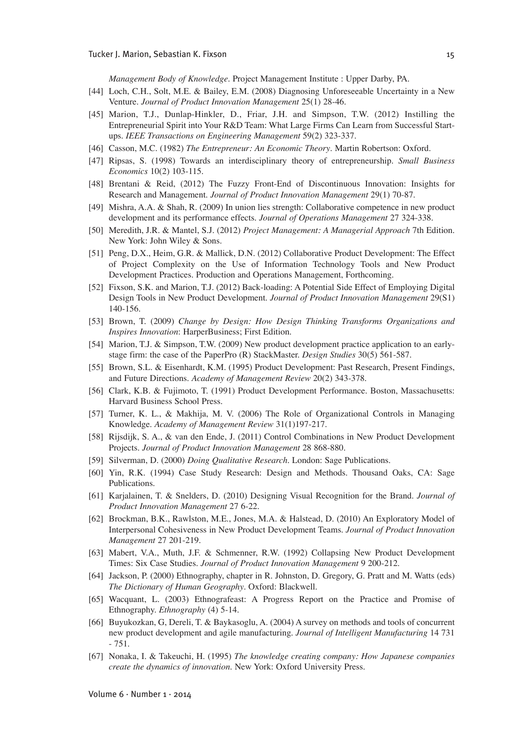*Management Body of Knowledge*. Project Management Institute : Upper Darby, PA.

[44] Loch, C.H., Solt, M.E. & Bailey, E.M. (2008) Diagnosing Unforeseeable Uncertainty in a New Venture. *Journal of Product Innovation Management* 25(1) 28-46.

[45] Marion, T.J., Dunlap-Hinkler, D., Friar, J.H. and Simpson, T.W. (2012) Instilling the Entrepreneurial Spirit into Your R&D Team: What Large Firms Can Learn from Successful Start-ups. *IEEE Transactions on Engineering Management* 59(2) 323-337.

[46] Casson, M.C. (1982) *The Entrepreneur: An Economic Theory*. Martin Robertson: Oxford.

[47] Ripsas, S. (1998) Towards an interdisciplinary theory of entrepreneurship. *Small Business Economics* 10(2) 103-115.

[48] Brentani & Reid, (2012) The Fuzzy Front-End of Discontinuous Innovation: Insights for Research and Management. *Journal of Product Innovation Management* 29(1) 70-87.

[49] Mishra, A.A. & Shah, R. (2009) In union lies strength: Collaborative competence in new product development and its performance effects. *Journal of Operations Management* 27 324-338.

[50] Meredith, J.R. & Mantel, S.J. (2012) *Project Management: A Managerial Approach* 7th Edition. New York: John Wiley & Sons.

[51] Peng, D.X., Heim, G.R. & Mallick, D.N. (2012) Collaborative Product Development: The Effect of Project Complexity on the Use of Information Technology Tools and New Product Development Practices. Production and Operations Management, Forthcoming.

[52] Fixson, S.K. and Marion, T.J. (2012) Back-loading: A Potential Side Effect of Employing Digital Design Tools in New Product Development. *Journal of Product Innovation Management* 29(S1) 140-156.

[53] Brown, T. (2009) *Change by Design: How Design Thinking Transforms Organizations and Inspires Innovation*: HarperBusiness; First Edition.

[54] Marion, T.J. & Simpson, T.W. (2009) New product development practice application to an early-stage firm: the case of the PaperPro (R) StackMaster. *Design Studies* 30(5) 561-587.

[55] Brown, S.L. & Eisenhardt, K.M. (1995) Product Development: Past Research, Present Findings, and Future Directions. *Academy of Management Review* 20(2) 343-378.

[56] Clark, K.B. & Fujimoto, T. (1991) Product Development Performance. Boston, Massachusetts: Harvard Business School Press.

[57] Turner, K. L., & Makhija, M. V. (2006) The Role of Organizational Controls in Managing Knowledge. *Academy of Management Review* 31(1)197-217.

[58] Rijsdijk, S. A., & van den Ende, J. (2011) Control Combinations in New Product Development Projects. *Journal of Product Innovation Management* 28 868-880.

[59] Silverman, D. (2000) *Doing Qualitative Research*. London: Sage Publications.

[60] Yin, R.K. (1994) Case Study Research: Design and Methods. Thousand Oaks, CA: Sage Publications.

[61] Karjalainen, T. & Snelders, D. (2010) Designing Visual Recognition for the Brand. *Journal of Product Innovation Management* 27 6-22.

[62] Brockman, B.K., Rawlston, M.E., Jones, M.A. & Halstead, D. (2010) An Exploratory Model of Interpersonal Cohesiveness in New Product Development Teams. *Journal of Product Innovation Management* 27 201-219.

[63] Mabert, V.A., Muth, J.F. & Schmenner, R.W. (1992) Collapsing New Product Development Times: Six Case Studies. *Journal of Product Innovation Management* 9 200-212.

[64] Jackson, P. (2000) Ethnography, chapter in R. Johnston, D. Gregory, G. Pratt and M. Watts (eds) *The Dictionary of Human Geography*. Oxford: Blackwell.

[65] Wacquant, L. (2003) Ethnografeast: A Progress Report on the Practice and Promise of Ethnography. *Ethnography* (4) 5-14.

[66] Buyukozkan, G, Dereli, T. & Baykasoglu, A. (2004) A survey on methods and tools of concurrent new product development and agile manufacturing. *Journal of Intelligent Manufacturing* 14 731 - 751.

[67] Nonaka, I. & Takeuchi, H. (1995) *The knowledge creating company: How Japanese companies create the dynamics of innovation*. New York: Oxford University Press.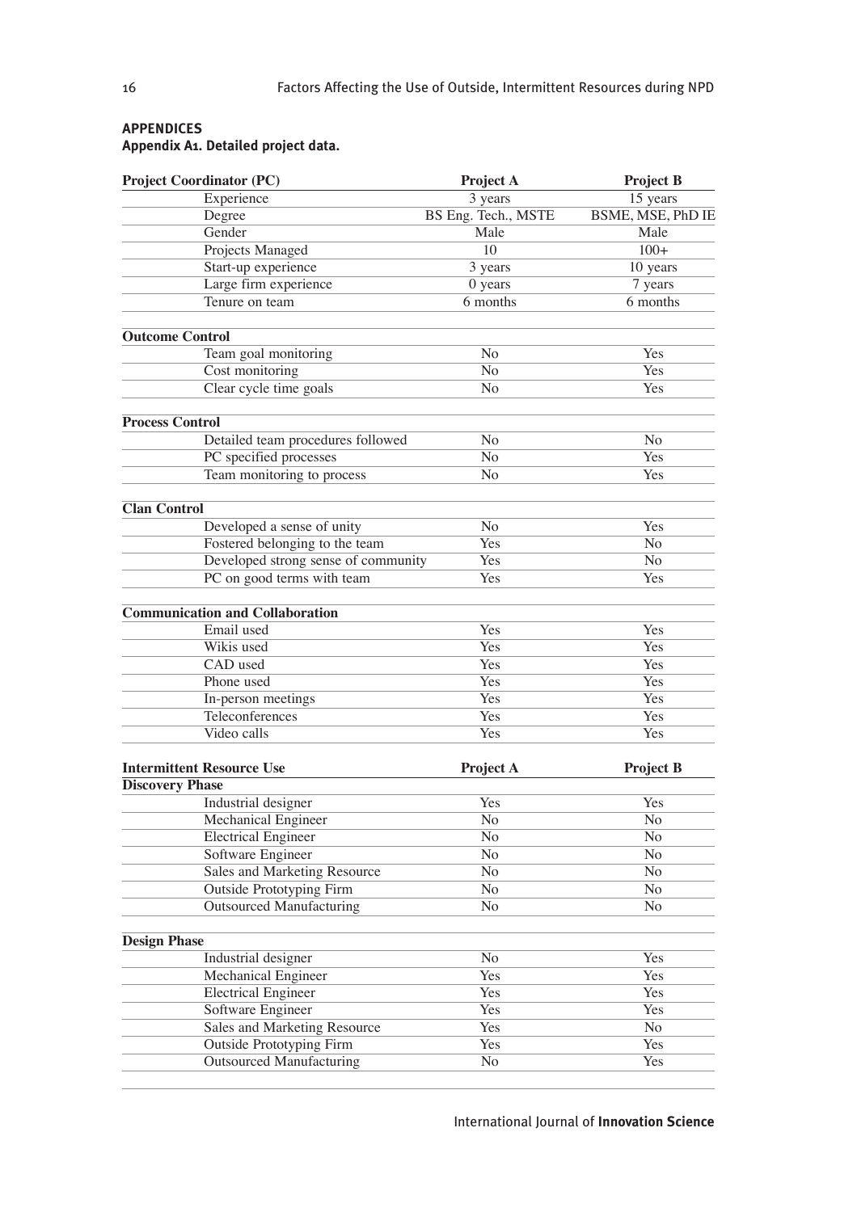## APPENDICES

### Appendix A1. Detailed project data.

| Project Coordinator (PC) | Project A | Project B |
|---|---|---|
| Experience | 3 years | 15 years |
| Degree | BS Eng. Tech., MSTE | BSME, MSE, PhD IE |
| Gender | Male | Male |
| Projects Managed | 10 | 100+ |
| Start-up experience | 3 years | 10 years |
| Large firm experience | 0 years | 7 years |
| Tenure on team | 6 months | 6 months |
| **Outcome Control** | | |
| Team goal monitoring | No | Yes |
| Cost monitoring | No | Yes |
| Clear cycle time goals | No | Yes |
| **Process Control** | | |
| Detailed team procedures followed | No | No |
| PC specified processes | No | Yes |
| Team monitoring to process | No | Yes |
| **Clan Control** | | |
| Developed a sense of unity | No | Yes |
| Fostered belonging to the team | Yes | No |
| Developed strong sense of community | Yes | No |
| PC on good terms with team | Yes | Yes |
| **Communication and Collaboration** | | |
| Email used | Yes | Yes |
| Wikis used | Yes | Yes |
| CAD used | Yes | Yes |
| Phone used | Yes | Yes |
| In-person meetings | Yes | Yes |
| Teleconferences | Yes | Yes |
| Video calls | Yes | Yes |

| Intermittent Resource Use | Project A | Project B |
|---|---|---|
| **Discovery Phase** | | |
| Industrial designer | Yes | Yes |
| Mechanical Engineer | No | No |
| Electrical Engineer | No | No |
| Software Engineer | No | No |
| Sales and Marketing Resource | No | No |
| Outside Prototyping Firm | No | No |
| Outsourced Manufacturing | No | No |
| **Design Phase** | | |
| Industrial designer | No | Yes |
| Mechanical Engineer | Yes | Yes |
| Electrical Engineer | Yes | Yes |
| Software Engineer | Yes | Yes |
| Sales and Marketing Resource | Yes | No |
| Outside Prototyping Firm | Yes | Yes |
| Outsourced Manufacturing | No | Yes |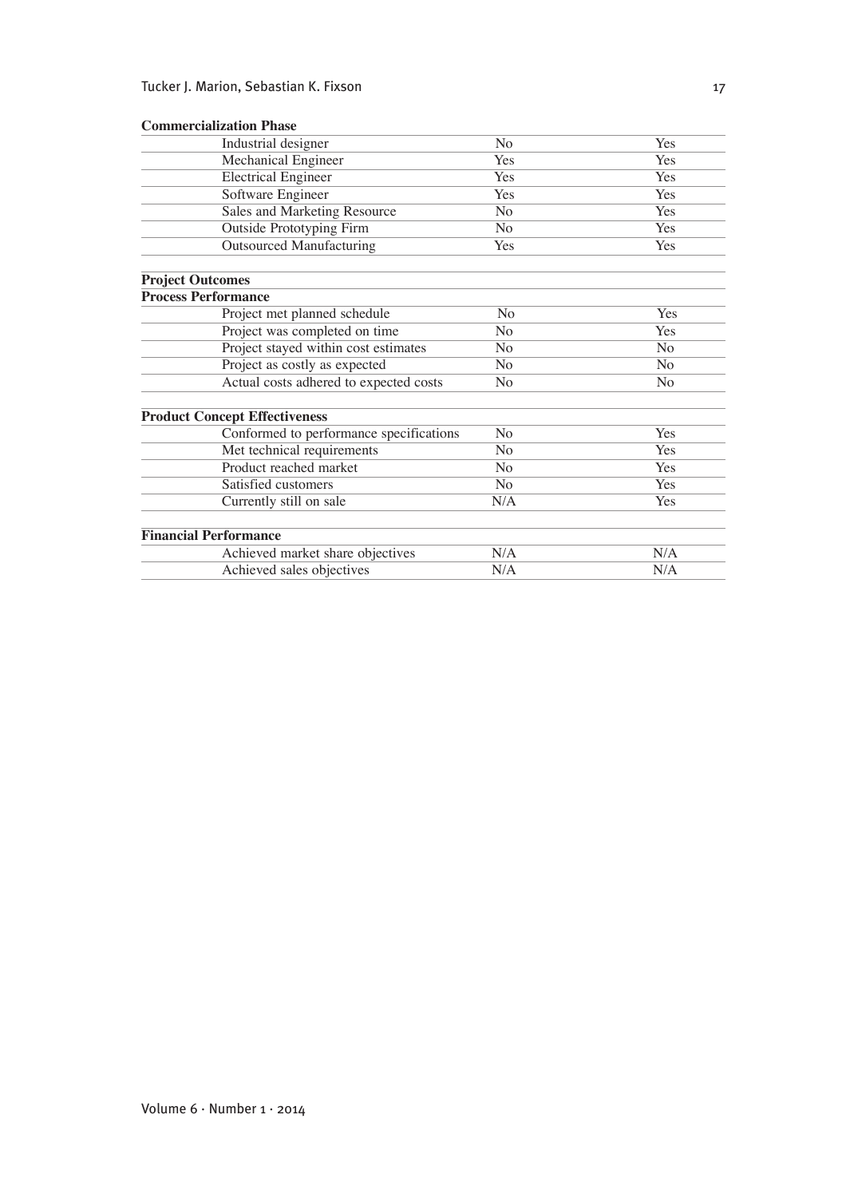| | | |
|---|---|---|
| **Commercialization Phase** | | |
| Industrial designer | No | Yes |
| Mechanical Engineer | Yes | Yes |
| Electrical Engineer | Yes | Yes |
| Software Engineer | Yes | Yes |
| Sales and Marketing Resource | No | Yes |
| Outside Prototyping Firm | No | Yes |
| Outsourced Manufacturing | Yes | Yes |
| | | |
| **Project Outcomes** | | |
| **Process Performance** | | |
| Project met planned schedule | No | Yes |
| Project was completed on time | No | Yes |
| Project stayed within cost estimates | No | No |
| Project as costly as expected | No | No |
| Actual costs adhered to expected costs | No | No |
| | | |
| **Product Concept Effectiveness** | | |
| Conformed to performance specifications | No | Yes |
| Met technical requirements | No | Yes |
| Product reached market | No | Yes |
| Satisfied customers | No | Yes |
| Currently still on sale | N/A | Yes |
| | | |
| **Financial Performance** | | |
| Achieved market share objectives | N/A | N/A |
| Achieved sales objectives | N/A | N/A |